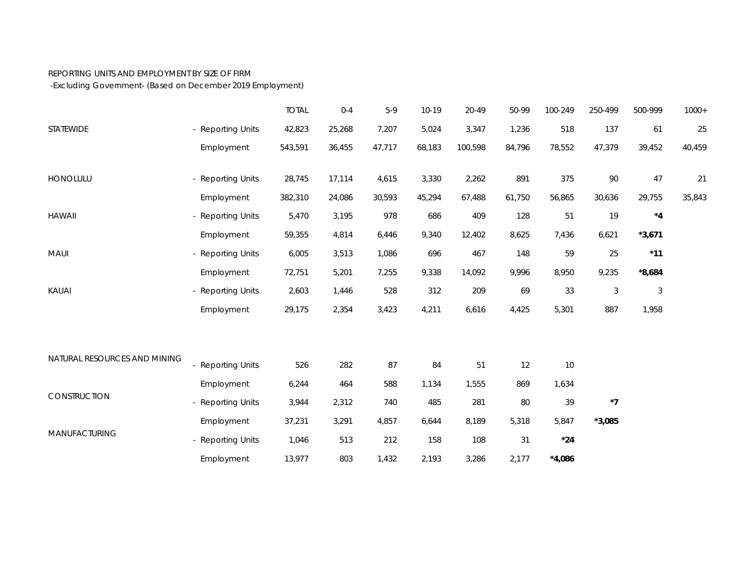REPORTING UNITS AND EMPLOYMENT BY SIZE OF FIRM
-Excluding Government- (Based on December 2019 Employment)

| | | TOTAL | 0-4 | 5-9 | 10-19 | 20-49 | 50-99 | 100-249 | 250-499 | 500-999 | 1000+ |
|---|---|---|---|---|---|---|---|---|---|---|---|
| STATEWIDE | - Reporting Units | 42,823 | 25,268 | 7,207 | 5,024 | 3,347 | 1,236 | 518 | 137 | 61 | 25 |
| | Employment | 543,591 | 36,455 | 47,717 | 68,183 | 100,598 | 84,796 | 78,552 | 47,379 | 39,452 | 40,459 |
| HONOLULU | - Reporting Units | 28,745 | 17,114 | 4,615 | 3,330 | 2,262 | 891 | 375 | 90 | 47 | 21 |
| | Employment | 382,310 | 24,086 | 30,593 | 45,294 | 67,488 | 61,750 | 56,865 | 30,636 | 29,755 | 35,843 |
| HAWAII | - Reporting Units | 5,470 | 3,195 | 978 | 686 | 409 | 128 | 51 | 19 | **\*4** | |
| | Employment | 59,355 | 4,814 | 6,446 | 9,340 | 12,402 | 8,625 | 7,436 | 6,621 | **\*3,671** | |
| MAUI | - Reporting Units | 6,005 | 3,513 | 1,086 | 696 | 467 | 148 | 59 | 25 | **\*11** | |
| | Employment | 72,751 | 5,201 | 7,255 | 9,338 | 14,092 | 9,996 | 8,950 | 9,235 | **\*8,684** | |
| KAUAI | - Reporting Units | 2,603 | 1,446 | 528 | 312 | 209 | 69 | 33 | 3 | 3 | |
| | Employment | 29,175 | 2,354 | 3,423 | 4,211 | 6,616 | 4,425 | 5,301 | 887 | 1,958 | |
| NATURAL RESOURCES AND MINING | - Reporting Units | 526 | 282 | 87 | 84 | 51 | 12 | 10 | | | |
| | Employment | 6,244 | 464 | 588 | 1,134 | 1,555 | 869 | 1,634 | | | |
| CONSTRUCTION | - Reporting Units | 3,944 | 2,312 | 740 | 485 | 281 | 80 | 39 | **\*7** | | |
| | Employment | 37,231 | 3,291 | 4,857 | 6,644 | 8,189 | 5,318 | 5,847 | **\*3,085** | | |
| MANUFACTURING | - Reporting Units | 1,046 | 513 | 212 | 158 | 108 | 31 | **\*24** | | | |
| | Employment | 13,977 | 803 | 1,432 | 2,193 | 3,286 | 2,177 | **\*4,086** | | | |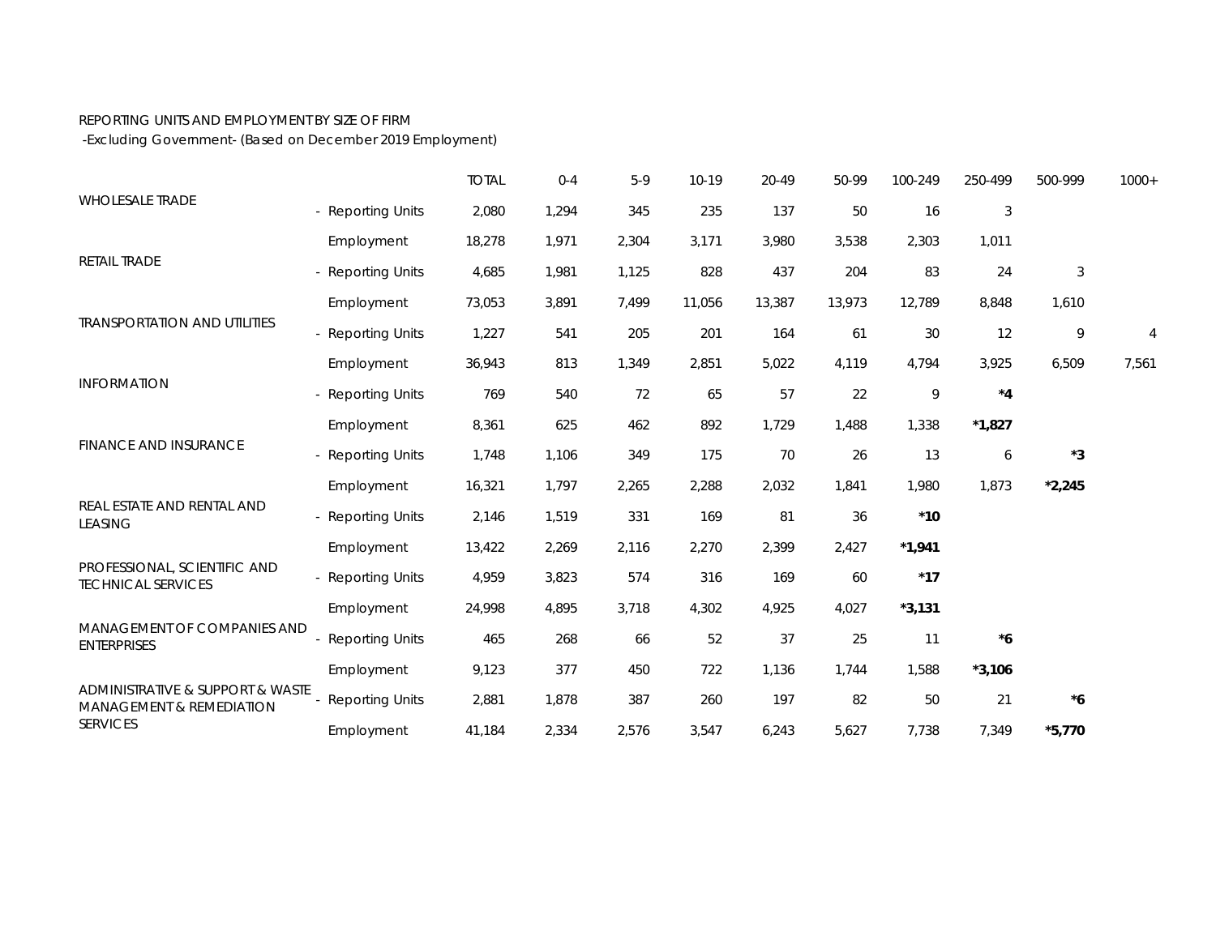REPORTING UNITS AND EMPLOYMENT BY SIZE OF FIRM
-Excluding Government- (Based on December 2019 Employment)

| | | TOTAL | 0-4 | 5-9 | 10-19 | 20-49 | 50-99 | 100-249 | 250-499 | 500-999 | 1000+ |
|---|---|---|---|---|---|---|---|---|---|---|---|
| WHOLESALE TRADE | - Reporting Units | 2,080 | 1,294 | 345 | 235 | 137 | 50 | 16 | 3 | | |
| | Employment | 18,278 | 1,971 | 2,304 | 3,171 | 3,980 | 3,538 | 2,303 | 1,011 | | |
| RETAIL TRADE | - Reporting Units | 4,685 | 1,981 | 1,125 | 828 | 437 | 204 | 83 | 24 | 3 | |
| | Employment | 73,053 | 3,891 | 7,499 | 11,056 | 13,387 | 13,973 | 12,789 | 8,848 | 1,610 | |
| TRANSPORTATION AND UTILITIES | - Reporting Units | 1,227 | 541 | 205 | 201 | 164 | 61 | 30 | 12 | 9 | 4 |
| | Employment | 36,943 | 813 | 1,349 | 2,851 | 5,022 | 4,119 | 4,794 | 3,925 | 6,509 | 7,561 |
| INFORMATION | - Reporting Units | 769 | 540 | 72 | 65 | 57 | 22 | 9 | **\*4** | | |
| | Employment | 8,361 | 625 | 462 | 892 | 1,729 | 1,488 | 1,338 | **\*1,827** | | |
| FINANCE AND INSURANCE | - Reporting Units | 1,748 | 1,106 | 349 | 175 | 70 | 26 | 13 | 6 | **\*3** | |
| | Employment | 16,321 | 1,797 | 2,265 | 2,288 | 2,032 | 1,841 | 1,980 | 1,873 | **\*2,245** | |
| REAL ESTATE AND RENTAL AND LEASING | - Reporting Units | 2,146 | 1,519 | 331 | 169 | 81 | 36 | **\*10** | | | |
| | Employment | 13,422 | 2,269 | 2,116 | 2,270 | 2,399 | 2,427 | **\*1,941** | | | |
| PROFESSIONAL, SCIENTIFIC AND TECHNICAL SERVICES | - Reporting Units | 4,959 | 3,823 | 574 | 316 | 169 | 60 | **\*17** | | | |
| | Employment | 24,998 | 4,895 | 3,718 | 4,302 | 4,925 | 4,027 | **\*3,131** | | | |
| MANAGEMENT OF COMPANIES AND ENTERPRISES | - Reporting Units | 465 | 268 | 66 | 52 | 37 | 25 | 11 | **\*6** | | |
| | Employment | 9,123 | 377 | 450 | 722 | 1,136 | 1,744 | 1,588 | **\*3,106** | | |
| ADMINISTRATIVE & SUPPORT & WASTE MANAGEMENT & REMEDIATION SERVICES | - Reporting Units | 2,881 | 1,878 | 387 | 260 | 197 | 82 | 50 | 21 | **\*6** | |
| | Employment | 41,184 | 2,334 | 2,576 | 3,547 | 6,243 | 5,627 | 7,738 | 7,349 | **\*5,770** | |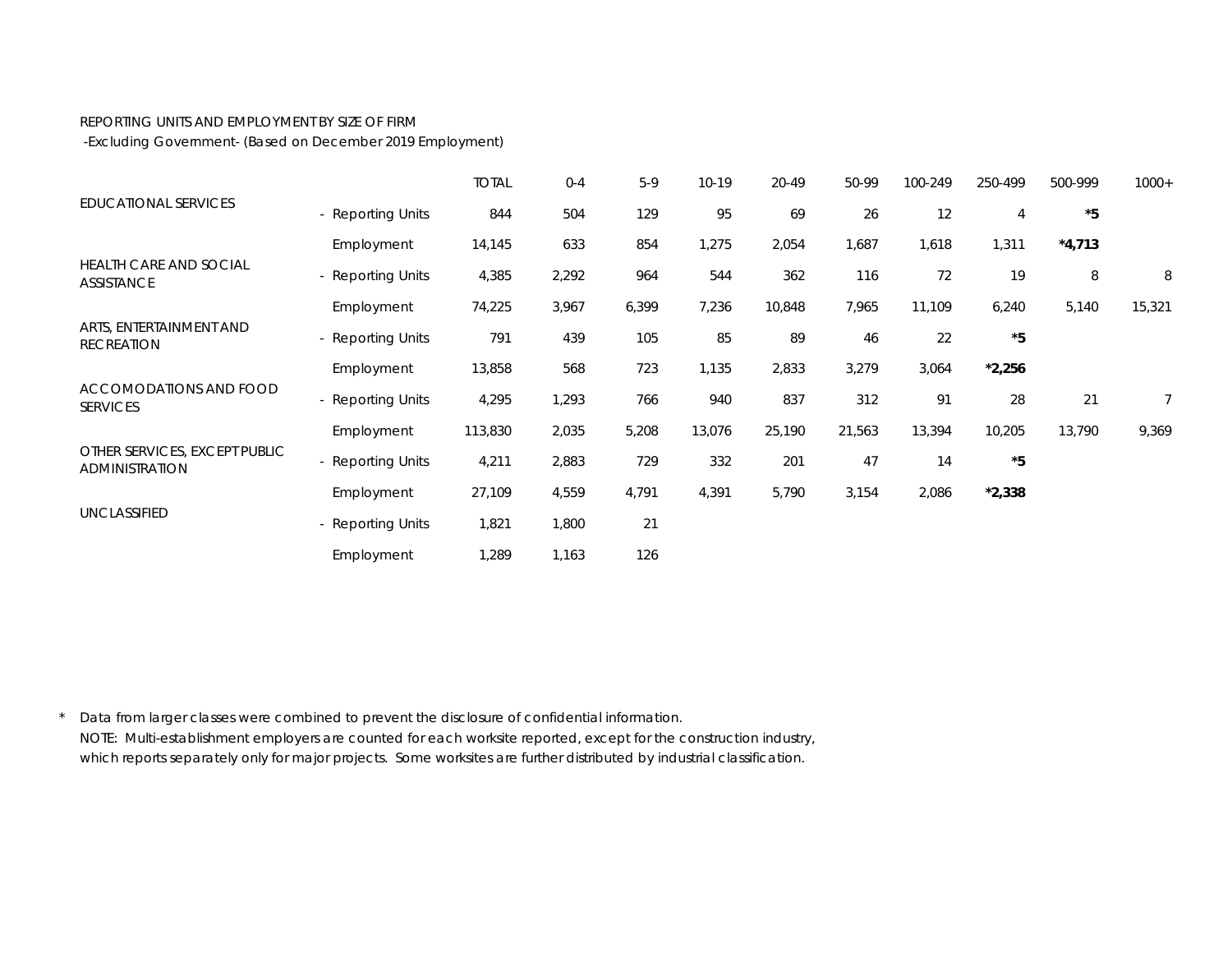REPORTING UNITS AND EMPLOYMENT BY SIZE OF FIRM

-Excluding Government- (Based on December 2019 Employment)

| | | TOTAL | 0-4 | 5-9 | 10-19 | 20-49 | 50-99 | 100-249 | 250-499 | 500-999 | 1000+ |
|---|---|---|---|---|---|---|---|---|---|---|---|
| EDUCATIONAL SERVICES | - Reporting Units | 844 | 504 | 129 | 95 | 69 | 26 | 12 | 4 | ***5** | |
| | Employment | 14,145 | 633 | 854 | 1,275 | 2,054 | 1,687 | 1,618 | 1,311 | ***4,713** | |
| HEALTH CARE AND SOCIAL ASSISTANCE | - Reporting Units | 4,385 | 2,292 | 964 | 544 | 362 | 116 | 72 | 19 | 8 | 8 |
| | Employment | 74,225 | 3,967 | 6,399 | 7,236 | 10,848 | 7,965 | 11,109 | 6,240 | 5,140 | 15,321 |
| ARTS, ENTERTAINMENT AND RECREATION | - Reporting Units | 791 | 439 | 105 | 85 | 89 | 46 | 22 | ***5** | | |
| | Employment | 13,858 | 568 | 723 | 1,135 | 2,833 | 3,279 | 3,064 | ***2,256** | | |
| ACCOMODATIONS AND FOOD SERVICES | - Reporting Units | 4,295 | 1,293 | 766 | 940 | 837 | 312 | 91 | 28 | 21 | 7 |
| | Employment | 113,830 | 2,035 | 5,208 | 13,076 | 25,190 | 21,563 | 13,394 | 10,205 | 13,790 | 9,369 |
| OTHER SERVICES, EXCEPT PUBLIC ADMINISTRATION | - Reporting Units | 4,211 | 2,883 | 729 | 332 | 201 | 47 | 14 | ***5** | | |
| | Employment | 27,109 | 4,559 | 4,791 | 4,391 | 5,790 | 3,154 | 2,086 | ***2,338** | | |
| UNCLASSIFIED | - Reporting Units | 1,821 | 1,800 | 21 | | | | | | | |
| | Employment | 1,289 | 1,163 | 126 | | | | | | | |

\* Data from larger classes were combined to prevent the disclosure of confidential information.

NOTE: Multi-establishment employers are counted for each worksite reported, except for the construction industry, which reports separately only for major projects. Some worksites are further distributed by industrial classification.